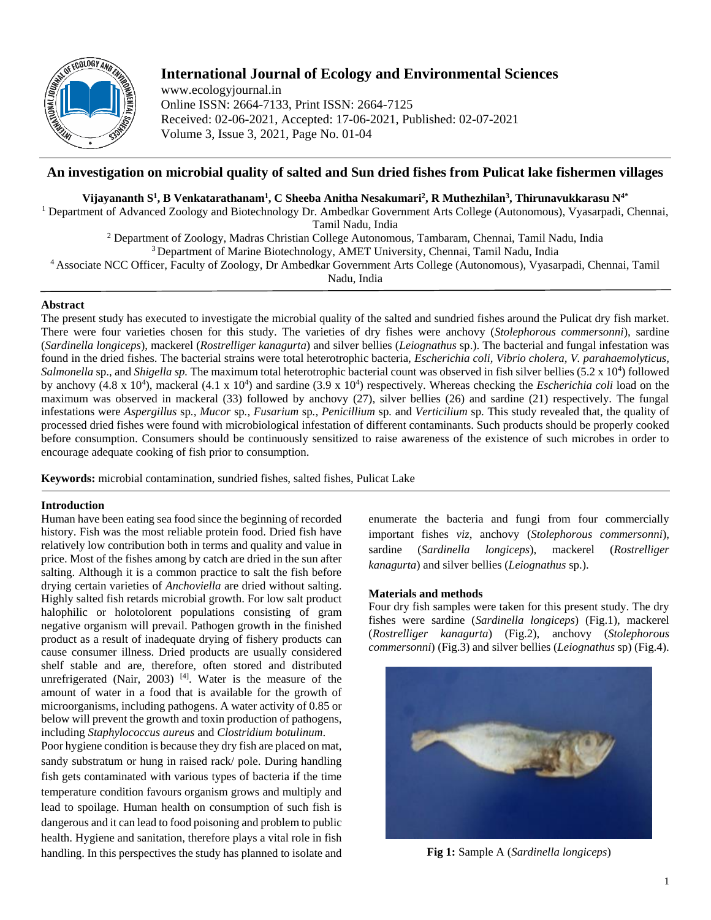# International Journal of Ecology and Environmental Sciences

www.ecologyjournal.in
Online ISSN: 2664-7133, Print ISSN: 2664-7125
Received: 02-06-2021, Accepted: 17-06-2021, Published: 02-07-2021
Volume 3, Issue 3, 2021, Page No. 01-04

## An investigation on microbial quality of salted and Sun dried fishes from Pulicat lake fishermen villages

**Vijayananth S[1], B Venkatarathanam[1], C Sheeba Anitha Nesakumari[2], R Muthezhilan[3], Thirunavukkarasu N[4*]**

[1] Department of Advanced Zoology and Biotechnology Dr. Ambedkar Government Arts College (Autonomous), Vyasarpadi, Chennai, Tamil Nadu, India

[2] Department of Zoology, Madras Christian College Autonomous, Tambaram, Chennai, Tamil Nadu, India

[3] Department of Marine Biotechnology, AMET University, Chennai, Tamil Nadu, India

[4] Associate NCC Officer, Faculty of Zoology, Dr Ambedkar Government Arts College (Autonomous), Vyasarpadi, Chennai, Tamil Nadu, India

### Abstract

The present study has executed to investigate the microbial quality of the salted and sundried fishes around the Pulicat dry fish market. There were four varieties chosen for this study. The varieties of dry fishes were anchovy (*Stolephorous commersonni*), sardine (*Sardinella longiceps*), mackerel (*Rostrelliger kanagurta*) and silver bellies (*Leiognathus* sp.). The bacterial and fungal infestation was found in the dried fishes. The bacterial strains were total heterotrophic bacteria, *Escherichia coli, Vibrio cholera, V. parahaemolyticus, Salmonella* sp., and *Shigella sp.* The maximum total heterotrophic bacterial count was observed in fish silver bellies ($5.2 \times 10^4$) followed by anchovy ($4.8 \times 10^4$), mackeral ($4.1 \times 10^4$) and sardine ($3.9 \times 10^4$) respectively. Whereas checking the *Escherichia coli* load on the maximum was observed in mackeral (33) followed by anchovy (27), silver bellies (26) and sardine (21) respectively. The fungal infestations were *Aspergillus* sp*., Mucor* sp*., Fusarium* sp*., Penicillium* sp*.* and *Verticilium* sp*.* This study revealed that, the quality of processed dried fishes were found with microbiological infestation of different contaminants. Such products should be properly cooked before consumption. Consumers should be continuously sensitized to raise awareness of the existence of such microbes in order to encourage adequate cooking of fish prior to consumption.

**Keywords:** microbial contamination, sundried fishes, salted fishes, Pulicat Lake

### Introduction

Human have been eating sea food since the beginning of recorded history. Fish was the most reliable protein food. Dried fish have relatively low contribution both in terms and quality and value in price. Most of the fishes among by catch are dried in the sun after salting. Although it is a common practice to salt the fish before drying certain varieties of *Anchoviella* are dried without salting. Highly salted fish retards microbial growth. For low salt product halophilic or holotolorent populations consisting of gram negative organism will prevail. Pathogen growth in the finished product as a result of inadequate drying of fishery products can cause consumer illness. Dried products are usually considered shelf stable and are, therefore, often stored and distributed unrefrigerated (Nair, 2003) [4]. Water is the measure of the amount of water in a food that is available for the growth of microorganisms, including pathogens. A water activity of 0.85 or below will prevent the growth and toxin production of pathogens, including *Staphylococcus aureus* and *Clostridium botulinum*.

Poor hygiene condition is because they dry fish are placed on mat, sandy substratum or hung in raised rack/ pole. During handling fish gets contaminated with various types of bacteria if the time temperature condition favours organism grows and multiply and lead to spoilage. Human health on consumption of such fish is dangerous and it can lead to food poisoning and problem to public health. Hygiene and sanitation, therefore plays a vital role in fish handling. In this perspectives the study has planned to isolate and enumerate the bacteria and fungi from four commercially important fishes *viz*, anchovy (*Stolephorous commersonni*), sardine (*Sardinella longiceps*), mackerel (*Rostrelliger kanagurta*) and silver bellies (*Leiognathus* sp.).

### Materials and methods

Four dry fish samples were taken for this present study. The dry fishes were sardine (*Sardinella longiceps*) (Fig.1), mackerel (*Rostrelliger kanagurta*) (Fig.2), anchovy (*Stolephorous commersonni*) (Fig.3) and silver bellies (*Leiognathus* sp) (Fig.4).

**Fig 1:** Sample A (*Sardinella longiceps*)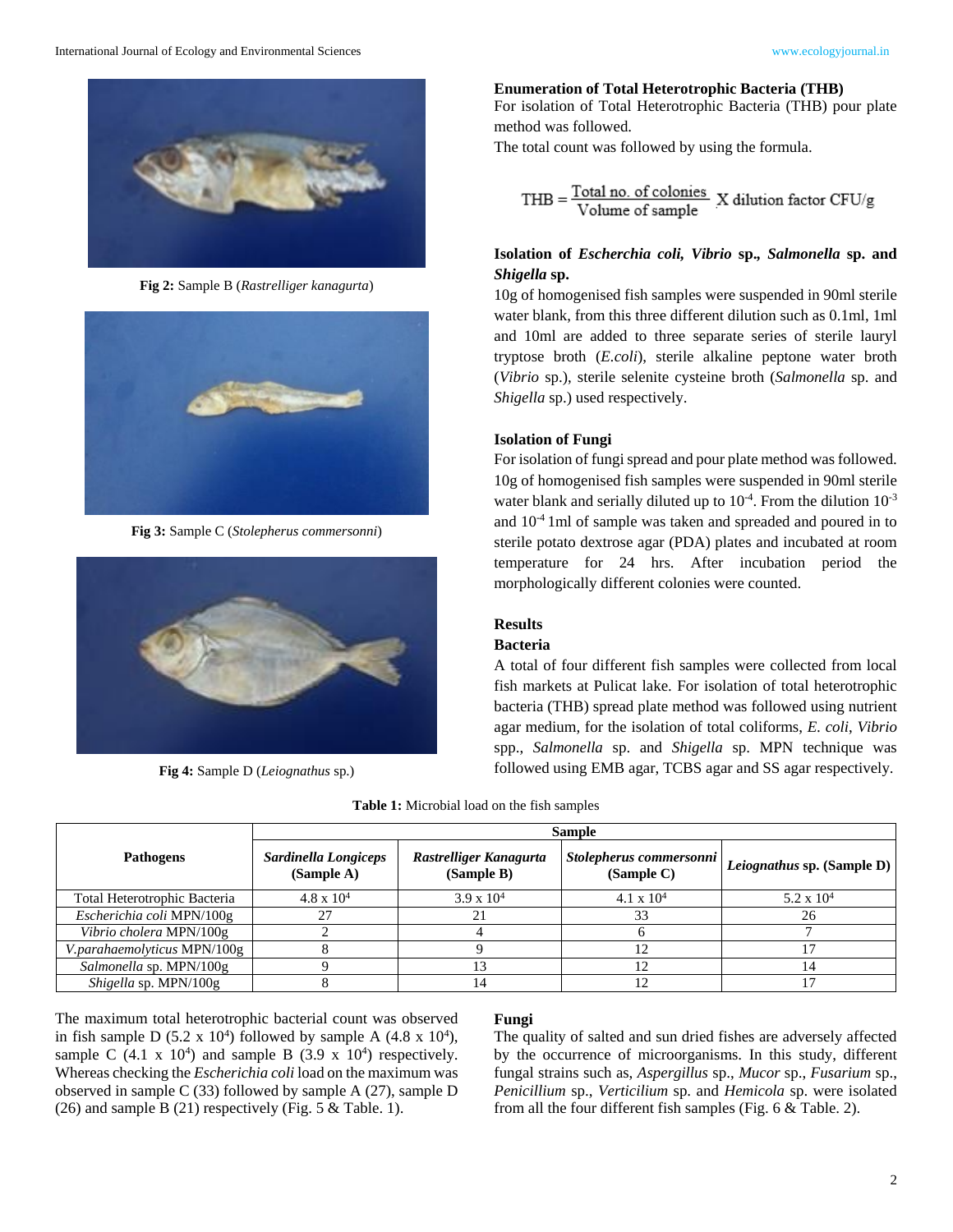Fig 2: Sample B (*Rastrelliger kanagurta*)

Fig 3: Sample C (*Stolepherus commersonni*)

Fig 4: Sample D (*Leiognathus* sp.)

**Enumeration of Total Heterotrophic Bacteria (THB)**

For isolation of Total Heterotrophic Bacteria (THB) pour plate method was followed.

The total count was followed by using the formula.

$$THB = \frac{\text{Total no. of colonies}}{\text{Volume of sample}} \text{ X dilution factor CFU/g}$$

**Isolation of *Escherchia coli*, *Vibrio* sp., *Salmonella* sp. and *Shigella* sp.**

10g of homogenised fish samples were suspended in 90ml sterile water blank, from this three different dilution such as 0.1ml, 1ml and 10ml are added to three separate series of sterile lauryl tryptose broth (*E.coli*), sterile alkaline peptone water broth (*Vibrio* sp.), sterile selenite cysteine broth (*Salmonella* sp. and *Shigella* sp.) used respectively.

**Isolation of Fungi**

For isolation of fungi spread and pour plate method was followed. 10g of homogenised fish samples were suspended in 90ml sterile water blank and serially diluted up to $10^{-4}$. From the dilution $10^{-3}$ and $10^{-4}$ 1ml of sample was taken and spreaded and poured in to sterile potato dextrose agar (PDA) plates and incubated at room temperature for 24 hrs. After incubation period the morphologically different colonies were counted.

## Results

### Bacteria

A total of four different fish samples were collected from local fish markets at Pulicat lake. For isolation of total heterotrophic bacteria (THB) spread plate method was followed using nutrient agar medium, for the isolation of total coliforms, *E. coli*, *Vibrio* spp., *Salmonella* sp. and *Shigella* sp. MPN technique was followed using EMB agar, TCBS agar and SS agar respectively.

**Table 1:** Microbial load on the fish samples

| Pathogens | Sample | | | |
|---|---|---|---|---|
| | ***Sardinella Longiceps* (Sample A)** | ***Rastrelliger Kanagurta* (Sample B)** | ***Stolepherus commersonni* (Sample C)** | ***Leiognathus* sp. (Sample D)** |
| Total Heterotrophic Bacteria | $4.8 \times 10^4$ | $3.9 \times 10^4$ | $4.1 \times 10^4$ | $5.2 \times 10^4$ |
| *Escherichia coli* MPN/100g | 27 | 21 | 33 | 26 |
| *Vibrio cholera* MPN/100g | 2 | 4 | 6 | 7 |
| *V.parahaemolyticus* MPN/100g | 8 | 9 | 12 | 17 |
| *Salmonella* sp. MPN/100g | 9 | 13 | 12 | 14 |
| *Shigella* sp. MPN/100g | 8 | 14 | 12 | 17 |

The maximum total heterotrophic bacterial count was observed in fish sample D ($5.2 \times 10^4$) followed by sample A ($4.8 \times 10^4$), sample C ($4.1 \times 10^4$) and sample B ($3.9 \times 10^4$) respectively. Whereas checking the *Escherichia coli* load on the maximum was observed in sample C (33) followed by sample A (27), sample D (26) and sample B (21) respectively (Fig. 5 & Table. 1).

### Fungi

The quality of salted and sun dried fishes are adversely affected by the occurrence of microorganisms. In this study, different fungal strains such as, *Aspergillus* sp., *Mucor* sp., *Fusarium* sp., *Penicillium* sp., *Verticilium* sp. and *Hemicola* sp. were isolated from all the four different fish samples (Fig. 6 & Table. 2).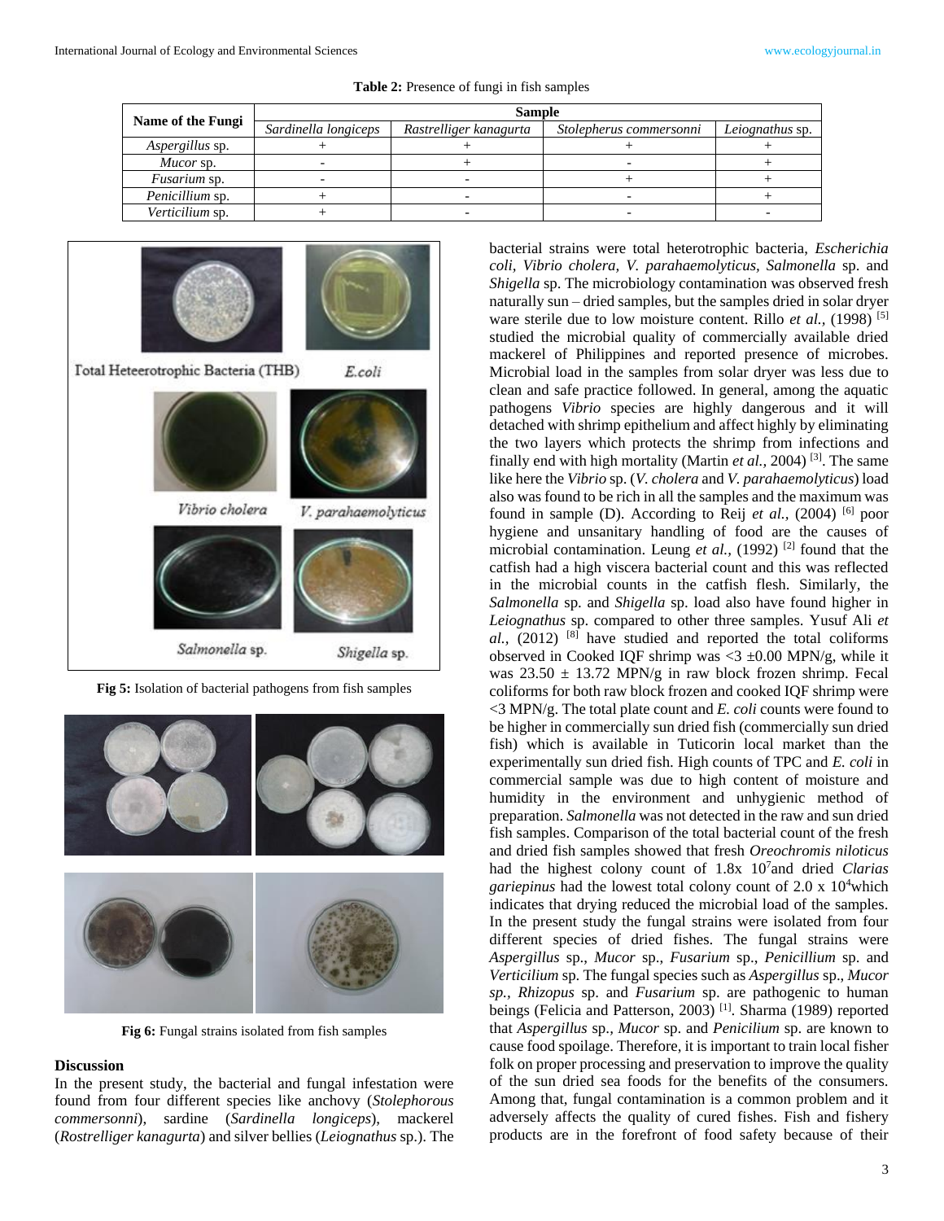**Table 2:** Presence of fungi in fish samples

| Name of the Fungi | Sample | | | |
|---|---|---|---|---|
| | *Sardinella longiceps* | *Rastrelliger kanagurta* | *Stolepherus commersonni* | *Leiognathus* sp. |
| *Aspergillus* sp. | + | + | + | + |
| *Mucor* sp. | - | + | - | + |
| *Fusarium* sp. | - | - | + | + |
| *Penicillium* sp. | + | - | - | + |
| *Verticilium* sp. | + | - | - | - |

**Fig 5:** Isolation of bacterial pathogens from fish samples

**Fig 6:** Fungal strains isolated from fish samples

## Discussion

In the present study, the bacterial and fungal infestation were found from four different species like anchovy (*Stolephorous commersonni*), sardine (*Sardinella longiceps*), mackerel (*Rostrelliger kanagurta*) and silver bellies (*Leiognathus* sp.). The bacterial strains were total heterotrophic bacteria, *Escherichia coli, Vibrio cholera, V. parahaemolyticus, Salmonella* sp. and *Shigella* sp. The microbiology contamination was observed fresh naturally sun – dried samples, but the samples dried in solar dryer ware sterile due to low moisture content. Rillo *et al.,* (1998) [5] studied the microbial quality of commercially available dried mackerel of Philippines and reported presence of microbes. Microbial load in the samples from solar dryer was less due to clean and safe practice followed. In general, among the aquatic pathogens *Vibrio* species are highly dangerous and it will detached with shrimp epithelium and affect highly by eliminating the two layers which protects the shrimp from infections and finally end with high mortality (Martin *et al.,* 2004) [3]. The same like here the *Vibrio* sp. (*V. cholera* and *V. parahaemolyticus*) load also was found to be rich in all the samples and the maximum was found in sample (D). According to Reij *et al.,* (2004) [6] poor hygiene and unsanitary handling of food are the causes of microbial contamination. Leung *et al.,* (1992) [2] found that the catfish had a high viscera bacterial count and this was reflected in the microbial counts in the catfish flesh. Similarly, the *Salmonella* sp. and *Shigella* sp. load also have found higher in *Leiognathus* sp. compared to other three samples. Yusuf Ali *et al.,* (2012) [8] have studied and reported the total coliforms observed in Cooked IQF shrimp was <3 ±0.00 MPN/g, while it was 23.50 ± 13.72 MPN/g in raw block frozen shrimp. Fecal coliforms for both raw block frozen and cooked IQF shrimp were <3 MPN/g. The total plate count and *E. coli* counts were found to be higher in commercially sun dried fish (commercially sun dried fish) which is available in Tuticorin local market than the experimentally sun dried fish. High counts of TPC and *E. coli* in commercial sample was due to high content of moisture and humidity in the environment and unhygienic method of preparation. *Salmonella* was not detected in the raw and sun dried fish samples. Comparison of the total bacterial count of the fresh and dried fish samples showed that fresh *Oreochromis niloticus* had the highest colony count of 1.8x $10^7$and dried *Clarias gariepinus* had the lowest total colony count of 2.0 x $10^4$which indicates that drying reduced the microbial load of the samples. In the present study the fungal strains were isolated from four different species of dried fishes. The fungal strains were *Aspergillus* sp., *Mucor* sp., *Fusarium* sp., *Penicillium* sp. and *Verticilium* sp. The fungal species such as *Aspergillus* sp., *Mucor sp., Rhizopus* sp. and *Fusarium* sp. are pathogenic to human beings (Felicia and Patterson, 2003) [1]. Sharma (1989) reported that *Aspergillus* sp., *Mucor* sp. and *Penicilium* sp. are known to cause food spoilage. Therefore, it is important to train local fisher folk on proper processing and preservation to improve the quality of the sun dried sea foods for the benefits of the consumers. Among that, fungal contamination is a common problem and it adversely affects the quality of cured fishes. Fish and fishery products are in the forefront of food safety because of their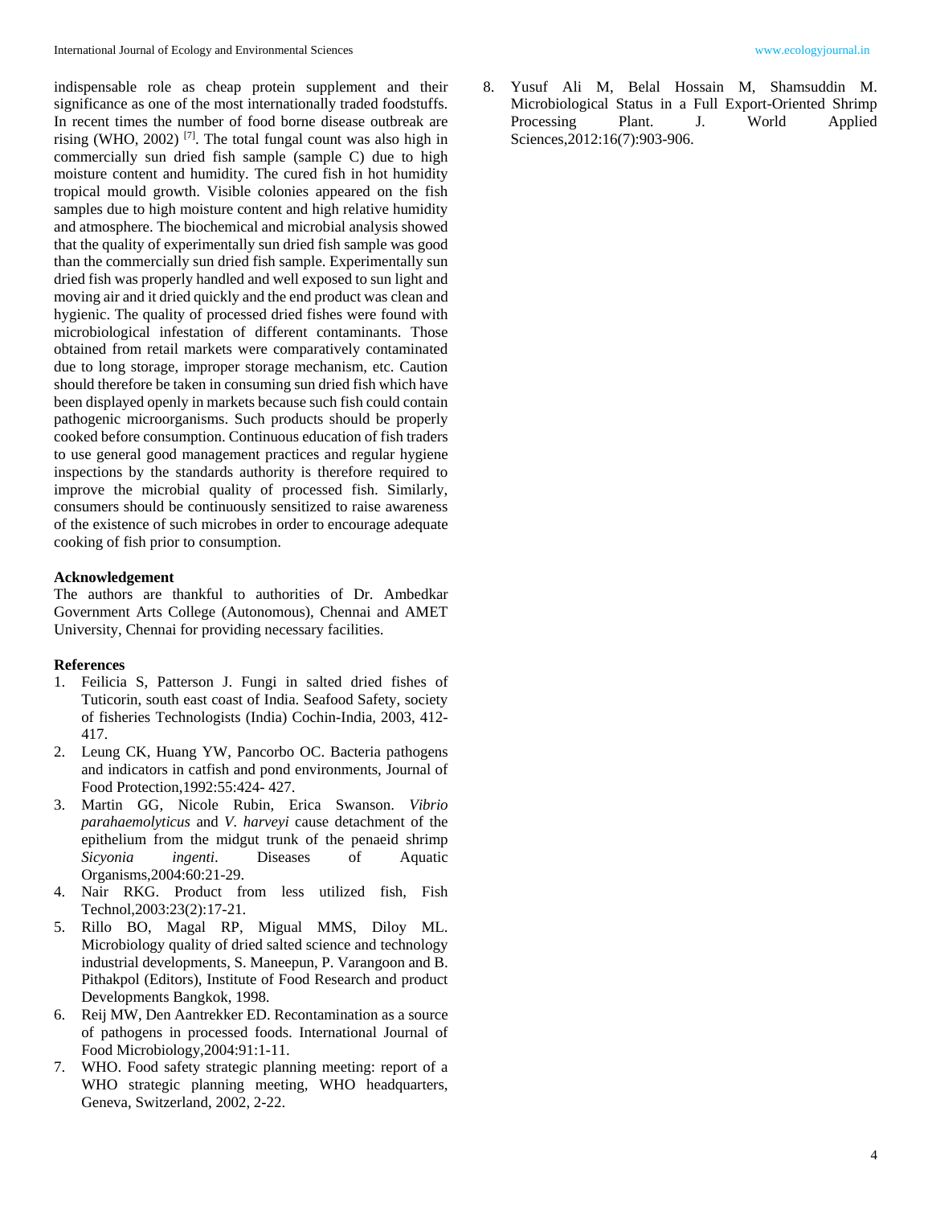indispensable role as cheap protein supplement and their significance as one of the most internationally traded foodstuffs. In recent times the number of food borne disease outbreak are rising (WHO, 2002) [7]. The total fungal count was also high in commercially sun dried fish sample (sample C) due to high moisture content and humidity. The cured fish in hot humidity tropical mould growth. Visible colonies appeared on the fish samples due to high moisture content and high relative humidity and atmosphere. The biochemical and microbial analysis showed that the quality of experimentally sun dried fish sample was good than the commercially sun dried fish sample. Experimentally sun dried fish was properly handled and well exposed to sun light and moving air and it dried quickly and the end product was clean and hygienic. The quality of processed dried fishes were found with microbiological infestation of different contaminants. Those obtained from retail markets were comparatively contaminated due to long storage, improper storage mechanism, etc. Caution should therefore be taken in consuming sun dried fish which have been displayed openly in markets because such fish could contain pathogenic microorganisms. Such products should be properly cooked before consumption. Continuous education of fish traders to use general good management practices and regular hygiene inspections by the standards authority is therefore required to improve the microbial quality of processed fish. Similarly, consumers should be continuously sensitized to raise awareness of the existence of such microbes in order to encourage adequate cooking of fish prior to consumption.

## Acknowledgement

The authors are thankful to authorities of Dr. Ambedkar Government Arts College (Autonomous), Chennai and AMET University, Chennai for providing necessary facilities.

## References

1. Feilicia S, Patterson J. Fungi in salted dried fishes of Tuticorin, south east coast of India. Seafood Safety, society of fisheries Technologists (India) Cochin-India, 2003, 412-417.
2. Leung CK, Huang YW, Pancorbo OC. Bacteria pathogens and indicators in catfish and pond environments, Journal of Food Protection,1992:55:424- 427.
3. Martin GG, Nicole Rubin, Erica Swanson. *Vibrio parahaemolyticus* and *V. harveyi* cause detachment of the epithelium from the midgut trunk of the penaeid shrimp *Sicyonia ingenti*. Diseases of Aquatic Organisms,2004:60:21-29.
4. Nair RKG. Product from less utilized fish, Fish Technol,2003:23(2):17-21.
5. Rillo BO, Magal RP, Migual MMS, Diloy ML. Microbiology quality of dried salted science and technology industrial developments, S. Maneepun, P. Varangoon and B. Pithakpol (Editors), Institute of Food Research and product Developments Bangkok, 1998.
6. Reij MW, Den Aantrekker ED. Recontamination as a source of pathogens in processed foods. International Journal of Food Microbiology,2004:91:1-11.
7. WHO. Food safety strategic planning meeting: report of a WHO strategic planning meeting, WHO headquarters, Geneva, Switzerland, 2002, 2-22.
8. Yusuf Ali M, Belal Hossain M, Shamsuddin M. Microbiological Status in a Full Export-Oriented Shrimp Processing Plant. J. World Applied Sciences,2012:16(7):903-906.